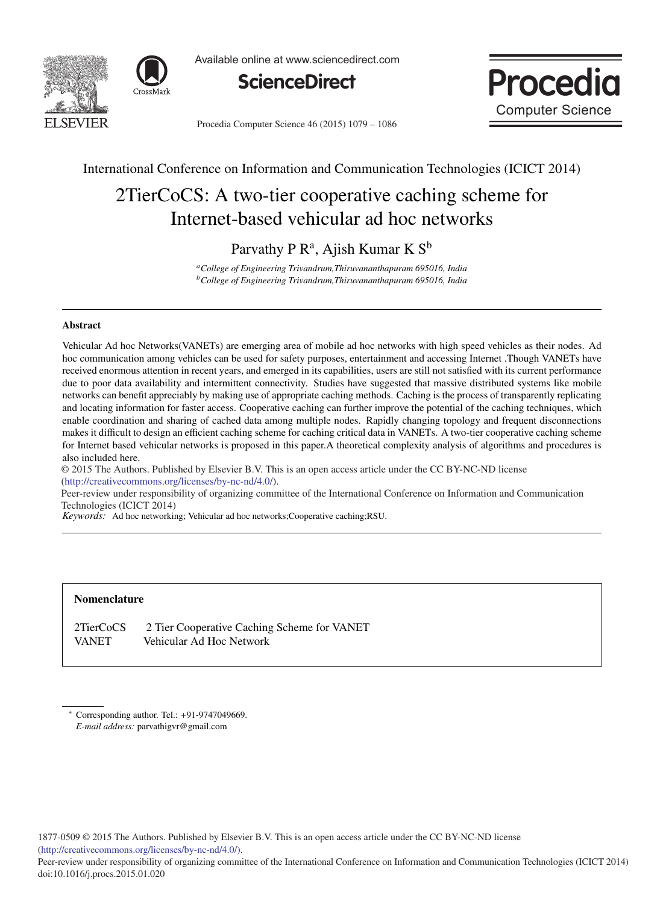Available online at www.sciencedirect.com

**ScienceDirect**

International Conference on Information and Communication Technologies (ICICT 2014)

# 2TierCoCS: A two-tier cooperative caching scheme for Internet-based vehicular ad hoc networks

Parvathy P R[a], Ajish Kumar K S[b]

[a] *College of Engineering Trivandrum,Thiruvananthapuram 695016, India*
[b] *College of Engineering Trivandrum,Thiruvananthapuram 695016, India*

---

**Abstract**

Vehicular Ad hoc Networks(VANETs) are emerging area of mobile ad hoc networks with high speed vehicles as their nodes. Ad hoc communication among vehicles can be used for safety purposes, entertainment and accessing Internet .Though VANETs have received enormous attention in recent years, and emerged in its capabilities, users are still not satisfied with its current performance due to poor data availability and intermittent connectivity. Studies have suggested that massive distributed systems like mobile networks can benefit appreciably by making use of appropriate caching methods. Caching is the process of transparently replicating and locating information for faster access. Cooperative caching can further improve the potential of the caching techniques, which enable coordination and sharing of cached data among multiple nodes. Rapidly changing topology and frequent disconnections makes it difficult to design an efficient caching scheme for caching critical data in VANETs. A two-tier cooperative caching scheme for Internet based vehicular networks is proposed in this paper.A theoretical complexity analysis of algorithms and procedures is also included here.

© 2015 The Authors. Published by Elsevier B.V. This is an open access article under the CC BY-NC-ND license (http://creativecommons.org/licenses/by-nc-nd/4.0/).

Peer-review under responsibility of organizing committee of the International Conference on Information and Communication Technologies (ICICT 2014)

*Keywords:* Ad hoc networking; Vehicular ad hoc networks;Cooperative caching;RSU.

---

**Nomenclature**

| | |
|---|---|
| 2TierCoCS | 2 Tier Cooperative Caching Scheme for VANET |
| VANET | Vehicular Ad Hoc Network |

---

\* Corresponding author. Tel.: +91-9747049669.
*E-mail address:* parvathigvr@gmail.com

1877-0509 © 2015 The Authors. Published by Elsevier B.V. This is an open access article under the CC BY-NC-ND license (http://creativecommons.org/licenses/by-nc-nd/4.0/).
Peer-review under responsibility of organizing committee of the International Conference on Information and Communication Technologies (ICICT 2014)
doi:10.1016/j.procs.2015.01.020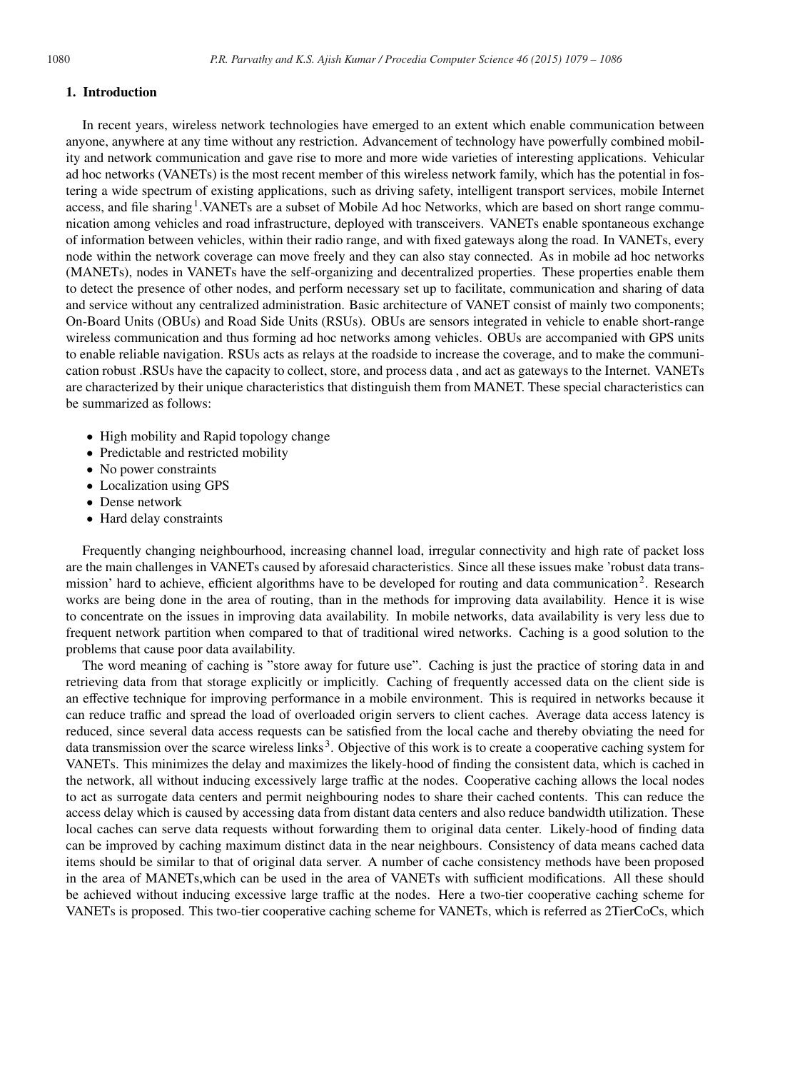## 1. Introduction

In recent years, wireless network technologies have emerged to an extent which enable communication between anyone, anywhere at any time without any restriction. Advancement of technology have powerfully combined mobility and network communication and gave rise to more and more wide varieties of interesting applications. Vehicular ad hoc networks (VANETs) is the most recent member of this wireless network family, which has the potential in fostering a wide spectrum of existing applications, such as driving safety, intelligent transport services, mobile Internet access, and file sharing[1].VANETs are a subset of Mobile Ad hoc Networks, which are based on short range communication among vehicles and road infrastructure, deployed with transceivers. VANETs enable spontaneous exchange of information between vehicles, within their radio range, and with fixed gateways along the road. In VANETs, every node within the network coverage can move freely and they can also stay connected. As in mobile ad hoc networks (MANETs), nodes in VANETs have the self-organizing and decentralized properties. These properties enable them to detect the presence of other nodes, and perform necessary set up to facilitate, communication and sharing of data and service without any centralized administration. Basic architecture of VANET consist of mainly two components; On-Board Units (OBUs) and Road Side Units (RSUs). OBUs are sensors integrated in vehicle to enable short-range wireless communication and thus forming ad hoc networks among vehicles. OBUs are accompanied with GPS units to enable reliable navigation. RSUs acts as relays at the roadside to increase the coverage, and to make the communication robust .RSUs have the capacity to collect, store, and process data , and act as gateways to the Internet. VANETs are characterized by their unique characteristics that distinguish them from MANET. These special characteristics can be summarized as follows:

- High mobility and Rapid topology change
- Predictable and restricted mobility
- No power constraints
- Localization using GPS
- Dense network
- Hard delay constraints

Frequently changing neighbourhood, increasing channel load, irregular connectivity and high rate of packet loss are the main challenges in VANETs caused by aforesaid characteristics. Since all these issues make 'robust data transmission' hard to achieve, efficient algorithms have to be developed for routing and data communication[2]. Research works are being done in the area of routing, than in the methods for improving data availability. Hence it is wise to concentrate on the issues in improving data availability. In mobile networks, data availability is very less due to frequent network partition when compared to that of traditional wired networks. Caching is a good solution to the problems that cause poor data availability.

The word meaning of caching is "store away for future use". Caching is just the practice of storing data in and retrieving data from that storage explicitly or implicitly. Caching of frequently accessed data on the client side is an effective technique for improving performance in a mobile environment. This is required in networks because it can reduce traffic and spread the load of overloaded origin servers to client caches. Average data access latency is reduced, since several data access requests can be satisfied from the local cache and thereby obviating the need for data transmission over the scarce wireless links[3]. Objective of this work is to create a cooperative caching system for VANETs. This minimizes the delay and maximizes the likely-hood of finding the consistent data, which is cached in the network, all without inducing excessively large traffic at the nodes. Cooperative caching allows the local nodes to act as surrogate data centers and permit neighbouring nodes to share their cached contents. This can reduce the access delay which is caused by accessing data from distant data centers and also reduce bandwidth utilization. These local caches can serve data requests without forwarding them to original data center. Likely-hood of finding data can be improved by caching maximum distinct data in the near neighbours. Consistency of data means cached data items should be similar to that of original data server. A number of cache consistency methods have been proposed in the area of MANETs,which can be used in the area of VANETs with sufficient modifications. All these should be achieved without inducing excessive large traffic at the nodes. Here a two-tier cooperative caching scheme for VANETs is proposed. This two-tier cooperative caching scheme for VANETs, which is referred as 2TierCoCs, which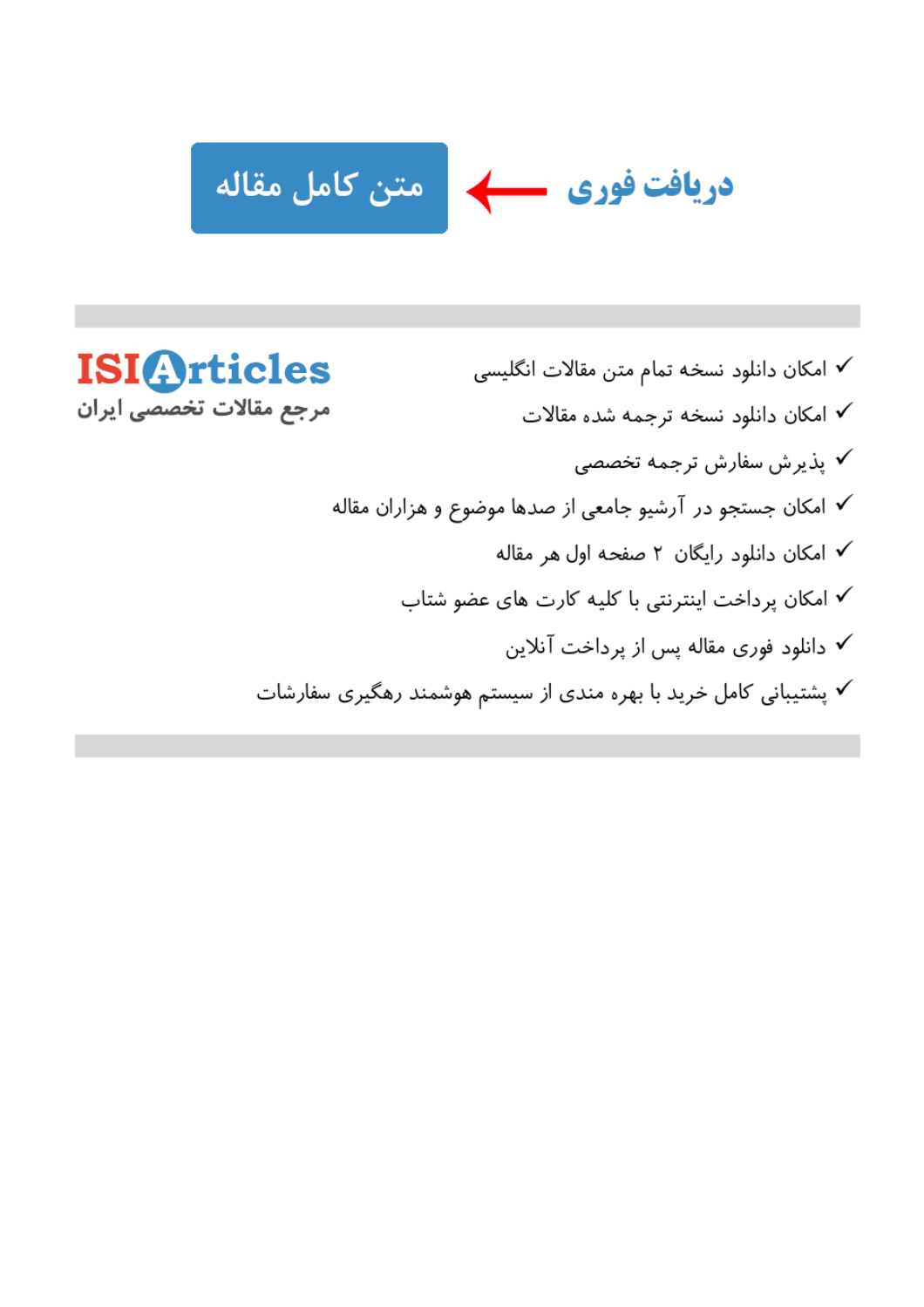دریافت فوری ← **متن کامل مقاله**

**ISIArticles**
مرجع مقالات تخصصی ایران

- ✓ امکان دانلود نسخه تمام متن مقالات انگلیسی
- ✓ امکان دانلود نسخه ترجمه شده مقالات
- ✓ پذیرش سفارش ترجمه تخصصی
- ✓ امکان جستجو در آرشیو جامعی از صدها موضوع و هزاران مقاله
- ✓ امکان دانلود رایگان ۲ صفحه اول هر مقاله
- ✓ امکان پرداخت اینترنتی با کلیه کارت های عضو شتاب
- ✓ دانلود فوری مقاله پس از پرداخت آنلاین
- ✓ پشتیبانی کامل خرید با بهره مندی از سیستم هوشمند رهگیری سفارشات